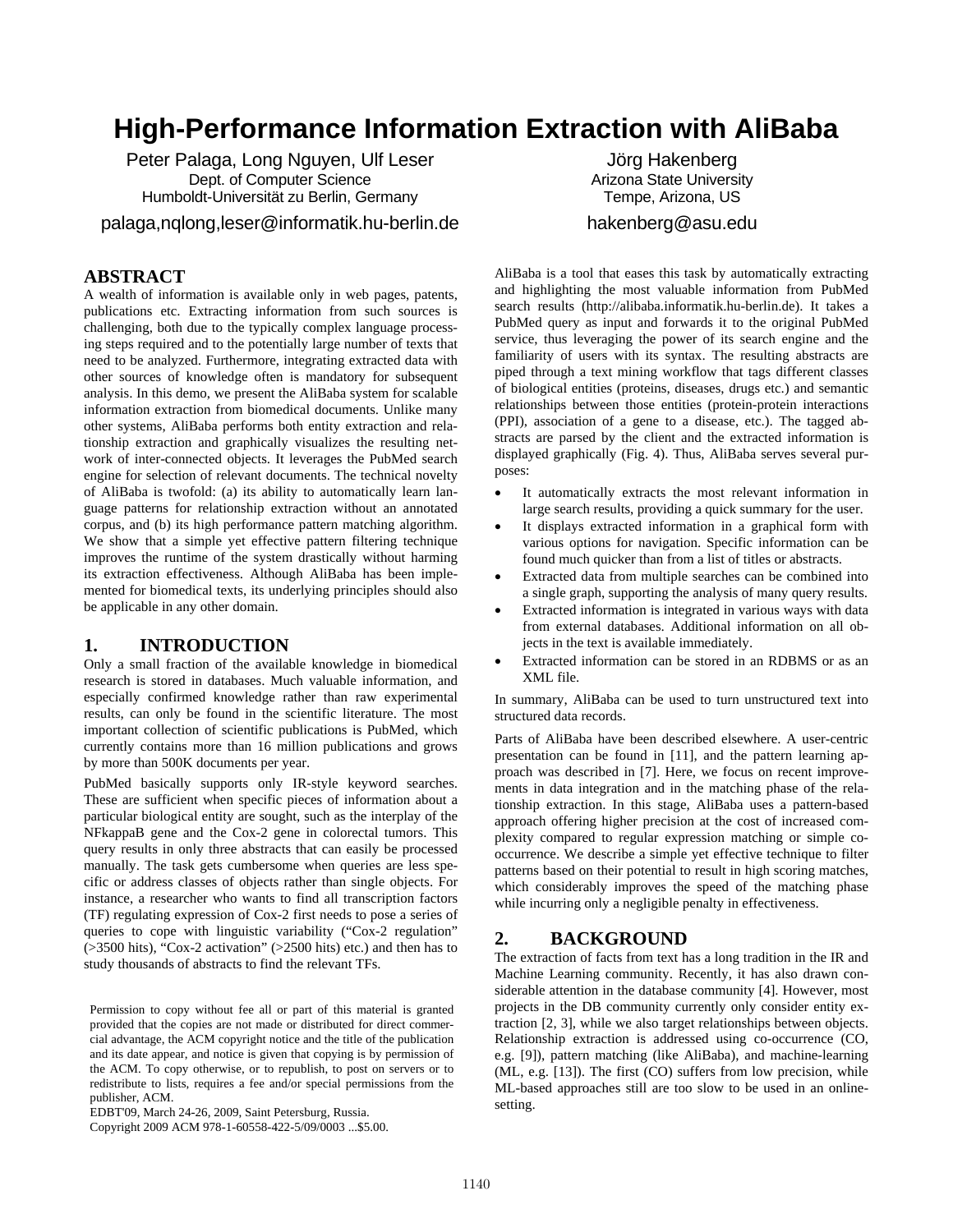# High-Performance Information Extraction with AliBaba

Peter Palaga, Long Nguyen, Ulf Leser
Dept. of Computer Science
Humboldt-Universität zu Berlin, Germany
palaga,nqlong,leser@informatik.hu-berlin.de

Jörg Hakenberg
Arizona State University
Tempe, Arizona, US
hakenberg@asu.edu

## ABSTRACT

A wealth of information is available only in web pages, patents, publications etc. Extracting information from such sources is challenging, both due to the typically complex language processing steps required and to the potentially large number of texts that need to be analyzed. Furthermore, integrating extracted data with other sources of knowledge often is mandatory for subsequent analysis. In this demo, we present the AliBaba system for scalable information extraction from biomedical documents. Unlike many other systems, AliBaba performs both entity extraction and relationship extraction and graphically visualizes the resulting network of inter-connected objects. It leverages the PubMed search engine for selection of relevant documents. The technical novelty of AliBaba is twofold: (a) its ability to automatically learn language patterns for relationship extraction without an annotated corpus, and (b) its high performance pattern matching algorithm. We show that a simple yet effective pattern filtering technique improves the runtime of the system drastically without harming its extraction effectiveness. Although AliBaba has been implemented for biomedical texts, its underlying principles should also be applicable in any other domain.

## 1. INTRODUCTION

Only a small fraction of the available knowledge in biomedical research is stored in databases. Much valuable information, and especially confirmed knowledge rather than raw experimental results, can only be found in the scientific literature. The most important collection of scientific publications is PubMed, which currently contains more than 16 million publications and grows by more than 500K documents per year.

PubMed basically supports only IR-style keyword searches. These are sufficient when specific pieces of information about a particular biological entity are sought, such as the interplay of the NFkappaB gene and the Cox-2 gene in colorectal tumors. This query results in only three abstracts that can easily be processed manually. The task gets cumbersome when queries are less specific or address classes of objects rather than single objects. For instance, a researcher who wants to find all transcription factors (TF) regulating expression of Cox-2 first needs to pose a series of queries to cope with linguistic variability ("Cox-2 regulation" (>3500 hits), "Cox-2 activation" (>2500 hits) etc.) and then has to study thousands of abstracts to find the relevant TFs.

Permission to copy without fee all or part of this material is granted provided that the copies are not made or distributed for direct commercial advantage, the ACM copyright notice and the title of the publication and its date appear, and notice is given that copying is by permission of the ACM. To copy otherwise, or to republish, to post on servers or to redistribute to lists, requires a fee and/or special permissions from the publisher, ACM.
EDBT'09, March 24-26, 2009, Saint Petersburg, Russia.
Copyright 2009 ACM 978-1-60558-422-5/09/0003 ...$5.00.

AliBaba is a tool that eases this task by automatically extracting and highlighting the most valuable information from PubMed search results (http://alibaba.informatik.hu-berlin.de). It takes a PubMed query as input and forwards it to the original PubMed service, thus leveraging the power of its search engine and the familiarity of users with its syntax. The resulting abstracts are piped through a text mining workflow that tags different classes of biological entities (proteins, diseases, drugs etc.) and semantic relationships between those entities (protein-protein interactions (PPI), association of a gene to a disease, etc.). The tagged abstracts are parsed by the client and the extracted information is displayed graphically (Fig. 4). Thus, AliBaba serves several purposes:

- It automatically extracts the most relevant information in large search results, providing a quick summary for the user.
- It displays extracted information in a graphical form with various options for navigation. Specific information can be found much quicker than from a list of titles or abstracts.
- Extracted data from multiple searches can be combined into a single graph, supporting the analysis of many query results.
- Extracted information is integrated in various ways with data from external databases. Additional information on all objects in the text is available immediately.
- Extracted information can be stored in an RDBMS or as an XML file.

In summary, AliBaba can be used to turn unstructured text into structured data records.

Parts of AliBaba have been described elsewhere. A user-centric presentation can be found in [11], and the pattern learning approach was described in [7]. Here, we focus on recent improvements in data integration and in the matching phase of the relationship extraction. In this stage, AliBaba uses a pattern-based approach offering higher precision at the cost of increased complexity compared to regular expression matching or simple co-occurrence. We describe a simple yet effective technique to filter patterns based on their potential to result in high scoring matches, which considerably improves the speed of the matching phase while incurring only a negligible penalty in effectiveness.

## 2. BACKGROUND

The extraction of facts from text has a long tradition in the IR and Machine Learning community. Recently, it has also drawn considerable attention in the database community [4]. However, most projects in the DB community currently only consider entity extraction [2, 3], while we also target relationships between objects. Relationship extraction is addressed using co-occurrence (CO, e.g. [9]), pattern matching (like AliBaba), and machine-learning (ML, e.g. [13]). The first (CO) suffers from low precision, while ML-based approaches still are too slow to be used in an online-setting.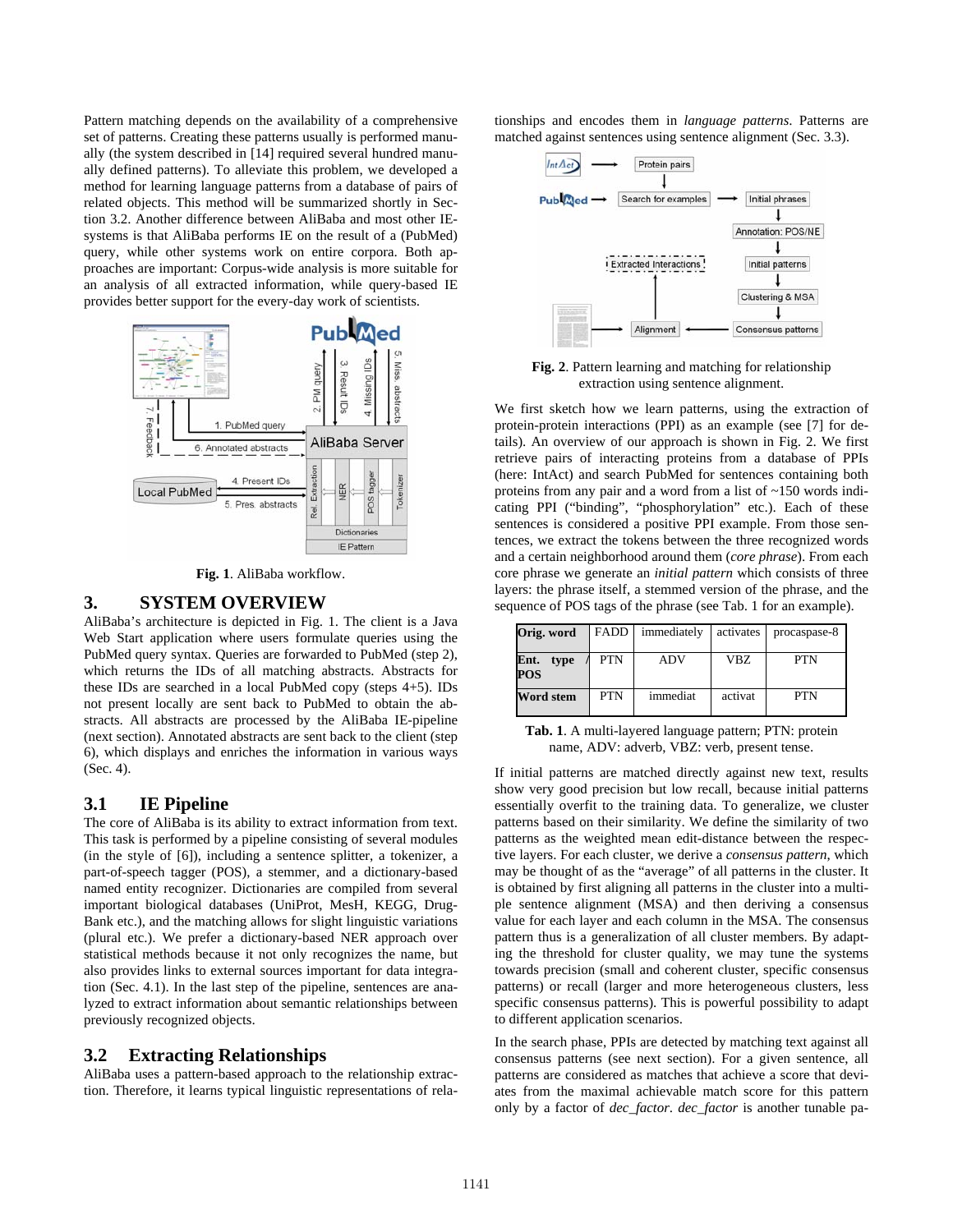Pattern matching depends on the availability of a comprehensive set of patterns. Creating these patterns usually is performed manually (the system described in [14] required several hundred manually defined patterns). To alleviate this problem, we developed a method for learning language patterns from a database of pairs of related objects. This method will be summarized shortly in Section 3.2. Another difference between AliBaba and most other IE-systems is that AliBaba performs IE on the result of a (PubMed) query, while other systems work on entire corpora. Both approaches are important: Corpus-wide analysis is more suitable for an analysis of all extracted information, while query-based IE provides better support for the every-day work of scientists.

**Fig. 1**. AliBaba workflow.

## 3. SYSTEM OVERVIEW

AliBaba's architecture is depicted in Fig. 1. The client is a Java Web Start application where users formulate queries using the PubMed query syntax. Queries are forwarded to PubMed (step 2), which returns the IDs of all matching abstracts. Abstracts for these IDs are searched in a local PubMed copy (steps 4+5). IDs not present locally are sent back to PubMed to obtain the abstracts. All abstracts are processed by the AliBaba IE-pipeline (next section). Annotated abstracts are sent back to the client (step 6), which displays and enriches the information in various ways (Sec. 4).

### 3.1 IE Pipeline

The core of AliBaba is its ability to extract information from text. This task is performed by a pipeline consisting of several modules (in the style of [6]), including a sentence splitter, a tokenizer, a part-of-speech tagger (POS), a stemmer, and a dictionary-based named entity recognizer. Dictionaries are compiled from several important biological databases (UniProt, MesH, KEGG, DrugBank etc.), and the matching allows for slight linguistic variations (plural etc.). We prefer a dictionary-based NER approach over statistical methods because it not only recognizes the name, but also provides links to external sources important for data integration (Sec. 4.1). In the last step of the pipeline, sentences are analyzed to extract information about semantic relationships between previously recognized objects.

### 3.2 Extracting Relationships

AliBaba uses a pattern-based approach to the relationship extraction. Therefore, it learns typical linguistic representations of relationships and encodes them in *language patterns*. Patterns are matched against sentences using sentence alignment (Sec. 3.3).

**Fig. 2**. Pattern learning and matching for relationship extraction using sentence alignment.

We first sketch how we learn patterns, using the extraction of protein-protein interactions (PPI) as an example (see [7] for details). An overview of our approach is shown in Fig. 2. We first retrieve pairs of interacting proteins from a database of PPIs (here: IntAct) and search PubMed for sentences containing both proteins from any pair and a word from a list of ~150 words indicating PPI ("binding", "phosphorylation" etc.). Each of these sentences is considered a positive PPI example. From those sentences, we extract the tokens between the three recognized words and a certain neighborhood around them (*core phrase*). From each core phrase we generate an *initial pattern* which consists of three layers: the phrase itself, a stemmed version of the phrase, and the sequence of POS tags of the phrase (see Tab. 1 for an example).

| Orig. word | FADD | immediately | activates | procaspase-8 |
|---|---|---|---|---|
| **Ent. type / POS** | PTN | ADV | VBZ | PTN |
| **Word stem** | PTN | immediat | activat | PTN |

**Tab. 1**. A multi-layered language pattern; PTN: protein name, ADV: adverb, VBZ: verb, present tense.

If initial patterns are matched directly against new text, results show very good precision but low recall, because initial patterns essentially overfit to the training data. To generalize, we cluster patterns based on their similarity. We define the similarity of two patterns as the weighted mean edit-distance between the respective layers. For each cluster, we derive a *consensus pattern*, which may be thought of as the "average" of all patterns in the cluster. It is obtained by first aligning all patterns in the cluster into a multiple sentence alignment (MSA) and then deriving a consensus value for each layer and each column in the MSA. The consensus pattern thus is a generalization of all cluster members. By adapting the threshold for cluster quality, we may tune the systems towards precision (small and coherent cluster, specific consensus patterns) or recall (larger and more heterogeneous clusters, less specific consensus patterns). This is powerful possibility to adapt to different application scenarios.

In the search phase, PPIs are detected by matching text against all consensus patterns (see next section). For a given sentence, all patterns are considered as matches that achieve a score that deviates from the maximal achievable match score for this pattern only by a factor of *dec_factor*. *dec_factor* is another tunable pa-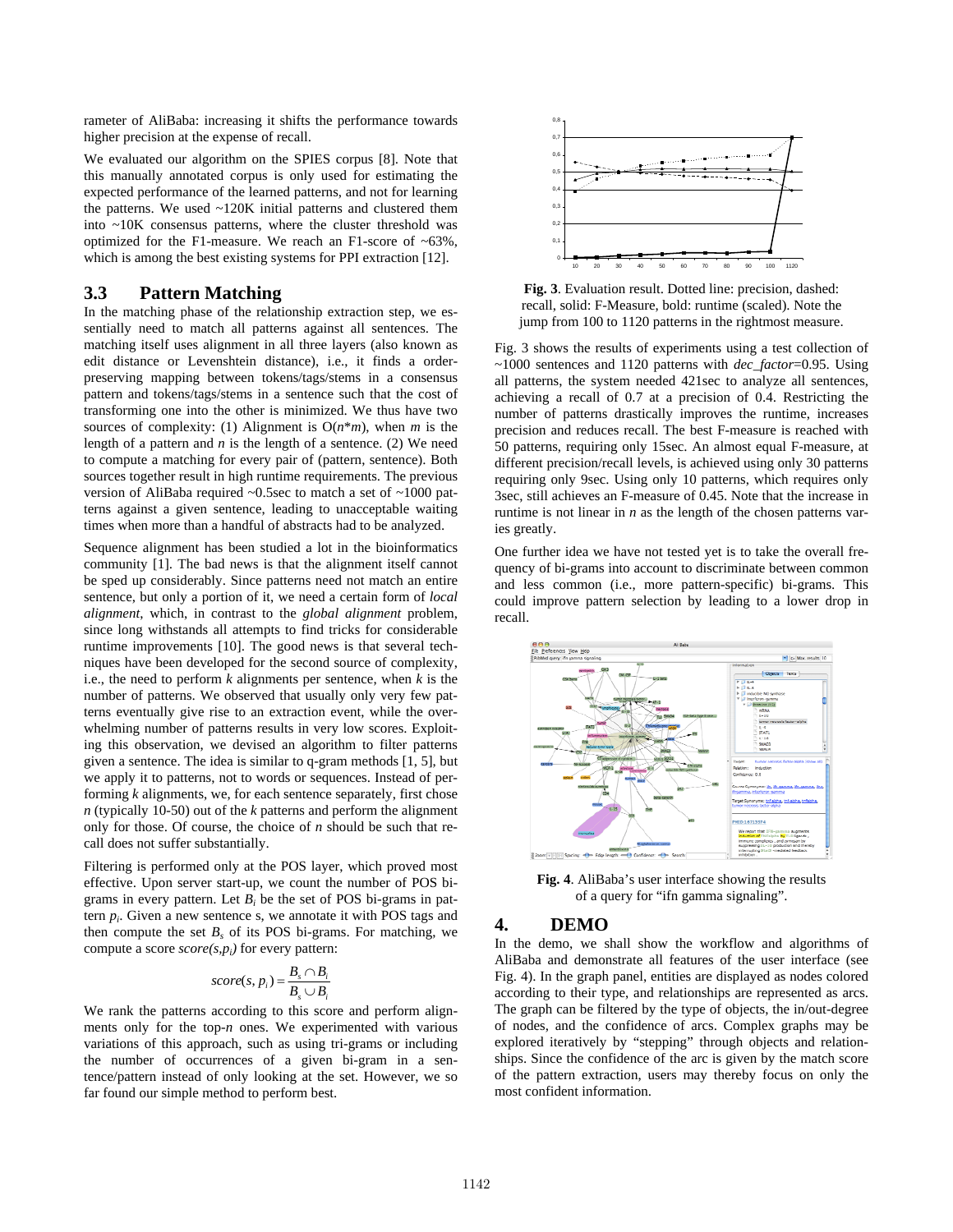rameter of AliBaba: increasing it shifts the performance towards higher precision at the expense of recall.

We evaluated our algorithm on the SPIES corpus [8]. Note that this manually annotated corpus is only used for estimating the expected performance of the learned patterns, and not for learning the patterns. We used ~120K initial patterns and clustered them into ~10K consensus patterns, where the cluster threshold was optimized for the F1-measure. We reach an F1-score of ~63%, which is among the best existing systems for PPI extraction [12].

## 3.3 Pattern Matching

In the matching phase of the relationship extraction step, we essentially need to match all patterns against all sentences. The matching itself uses alignment in all three layers (also known as edit distance or Levenshtein distance), i.e., it finds a order-preserving mapping between tokens/tags/stems in a consensus pattern and tokens/tags/stems in a sentence such that the cost of transforming one into the other is minimized. We thus have two sources of complexity: (1) Alignment is $O(n*m)$, when $m$ is the length of a pattern and $n$ is the length of a sentence. (2) We need to compute a matching for every pair of (pattern, sentence). Both sources together result in high runtime requirements. The previous version of AliBaba required ~0.5sec to match a set of ~1000 patterns against a given sentence, leading to unacceptable waiting times when more than a handful of abstracts had to be analyzed.

Sequence alignment has been studied a lot in the bioinformatics community [1]. The bad news is that the alignment itself cannot be sped up considerably. Since patterns need not match an entire sentence, but only a portion of it, we need a certain form of *local alignment*, which, in contrast to the *global alignment* problem, since long withstands all attempts to find tricks for considerable runtime improvements [10]. The good news is that several techniques have been developed for the second source of complexity, i.e., the need to perform $k$ alignments per sentence, when $k$ is the number of patterns. We observed that usually only very few patterns eventually give rise to an extraction event, while the overwhelming number of patterns results in very low scores. Exploiting this observation, we devised an algorithm to filter patterns given a sentence. The idea is similar to q-gram methods [1, 5], but we apply it to patterns, not to words or sequences. Instead of performing $k$ alignments, we, for each sentence separately, first chose $n$ (typically 10-50) out of the $k$ patterns and perform the alignment only for those. Of course, the choice of $n$ should be such that recall does not suffer substantially.

Filtering is performed only at the POS layer, which proved most effective. Upon server start-up, we count the number of POS bigrams in every pattern. Let $B_i$ be the set of POS bi-grams in pattern $p_i$. Given a new sentence s, we annotate it with POS tags and then compute the set $B_s$ of its POS bi-grams. For matching, we compute a score $score(s,p_i)$ for every pattern:

$$score(s, p_i) = \frac{B_s \cap B_i}{B_s \cup B_i}$$

We rank the patterns according to this score and perform alignments only for the top-$n$ ones. We experimented with various variations of this approach, such as using tri-grams or including the number of occurrences of a given bi-gram in a sentence/pattern instead of only looking at the set. However, we so far found our simple method to perform best.

**Fig. 3**. Evaluation result. Dotted line: precision, dashed: recall, solid: F-Measure, bold: runtime (scaled). Note the jump from 100 to 1120 patterns in the rightmost measure.

Fig. 3 shows the results of experiments using a test collection of ~1000 sentences and 1120 patterns with *dec_factor*=0.95. Using all patterns, the system needed 421sec to analyze all sentences, achieving a recall of 0.7 at a precision of 0.4. Restricting the number of patterns drastically improves the runtime, increases precision and reduces recall. The best F-measure is reached with 50 patterns, requiring only 15sec. An almost equal F-measure, at different precision/recall levels, is achieved using only 30 patterns requiring only 9sec. Using only 10 patterns, which requires only 3sec, still achieves an F-measure of 0.45. Note that the increase in runtime is not linear in $n$ as the length of the chosen patterns varies greatly.

One further idea we have not tested yet is to take the overall frequency of bi-grams into account to discriminate between common and less common (i.e., more pattern-specific) bi-grams. This could improve pattern selection by leading to a lower drop in recall.

**Fig. 4**. AliBaba's user interface showing the results of a query for "ifn gamma signaling".

## 4. DEMO

In the demo, we shall show the workflow and algorithms of AliBaba and demonstrate all features of the user interface (see Fig. 4). In the graph panel, entities are displayed as nodes colored according to their type, and relationships are represented as arcs. The graph can be filtered by the type of objects, the in/out-degree of nodes, and the confidence of arcs. Complex graphs may be explored iteratively by "stepping" through objects and relationships. Since the confidence of the arc is given by the match score of the pattern extraction, users may thereby focus on only the most confident information.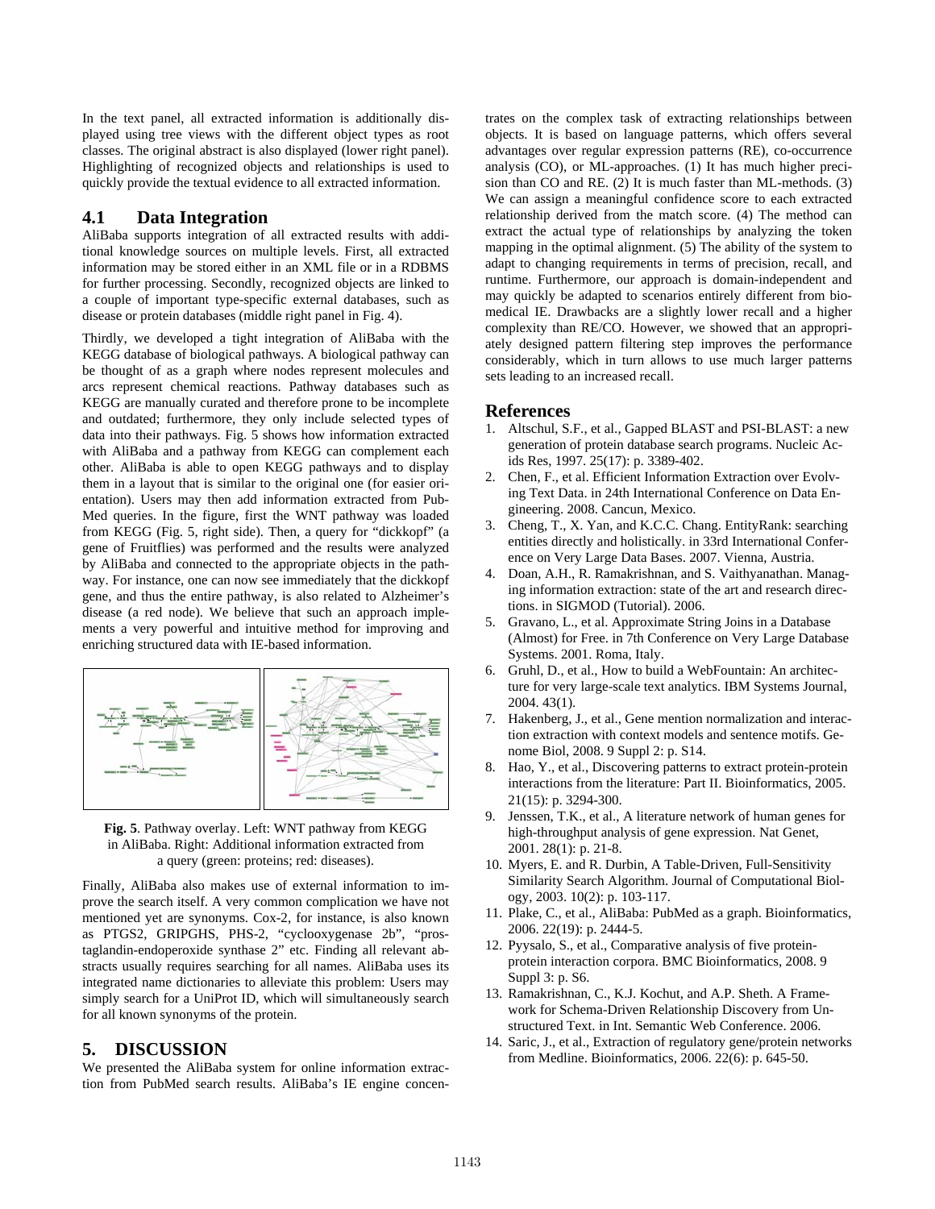In the text panel, all extracted information is additionally displayed using tree views with the different object types as root classes. The original abstract is also displayed (lower right panel). Highlighting of recognized objects and relationships is used to quickly provide the textual evidence to all extracted information.

## 4.1 Data Integration

AliBaba supports integration of all extracted results with additional knowledge sources on multiple levels. First, all extracted information may be stored either in an XML file or in a RDBMS for further processing. Secondly, recognized objects are linked to a couple of important type-specific external databases, such as disease or protein databases (middle right panel in Fig. 4).

Thirdly, we developed a tight integration of AliBaba with the KEGG database of biological pathways. A biological pathway can be thought of as a graph where nodes represent molecules and arcs represent chemical reactions. Pathway databases such as KEGG are manually curated and therefore prone to be incomplete and outdated; furthermore, they only include selected types of data into their pathways. Fig. 5 shows how information extracted with AliBaba and a pathway from KEGG can complement each other. AliBaba is able to open KEGG pathways and to display them in a layout that is similar to the original one (for easier orientation). Users may then add information extracted from PubMed queries. In the figure, first the WNT pathway was loaded from KEGG (Fig. 5, right side). Then, a query for "dickkopf" (a gene of Fruitflies) was performed and the results were analyzed by AliBaba and connected to the appropriate objects in the pathway. For instance, one can now see immediately that the dickkopf gene, and thus the entire pathway, is also related to Alzheimer's disease (a red node). We believe that such an approach implements a very powerful and intuitive method for improving and enriching structured data with IE-based information.

**Fig. 5**. Pathway overlay. Left: WNT pathway from KEGG in AliBaba. Right: Additional information extracted from a query (green: proteins; red: diseases).

Finally, AliBaba also makes use of external information to improve the search itself. A very common complication we have not mentioned yet are synonyms. Cox-2, for instance, is also known as PTGS2, GRIPGHS, PHS-2, "cyclooxygenase 2b", "prostaglandin-endoperoxide synthase 2" etc. Finding all relevant abstracts usually requires searching for all names. AliBaba uses its integrated name dictionaries to alleviate this problem: Users may simply search for a UniProt ID, which will simultaneously search for all known synonyms of the protein.

# 5. DISCUSSION

We presented the AliBaba system for online information extraction from PubMed search results. AliBaba's IE engine concentrates on the complex task of extracting relationships between objects. It is based on language patterns, which offers several advantages over regular expression patterns (RE), co-occurrence analysis (CO), or ML-approaches. (1) It has much higher precision than CO and RE. (2) It is much faster than ML-methods. (3) We can assign a meaningful confidence score to each extracted relationship derived from the match score. (4) The method can extract the actual type of relationships by analyzing the token mapping in the optimal alignment. (5) The ability of the system to adapt to changing requirements in terms of precision, recall, and runtime. Furthermore, our approach is domain-independent and may quickly be adapted to scenarios entirely different from biomedical IE. Drawbacks are a slightly lower recall and a higher complexity than RE/CO. However, we showed that an appropriately designed pattern filtering step improves the performance considerably, which in turn allows to use much larger patterns sets leading to an increased recall.

# References

1. Altschul, S.F., et al., Gapped BLAST and PSI-BLAST: a new generation of protein database search programs. Nucleic Acids Res, 1997. 25(17): p. 3389-402.
2. Chen, F., et al. Efficient Information Extraction over Evolving Text Data. in 24th International Conference on Data Engineering. 2008. Cancun, Mexico.
3. Cheng, T., X. Yan, and K.C.C. Chang. EntityRank: searching entities directly and holistically. in 33rd International Conference on Very Large Data Bases. 2007. Vienna, Austria.
4. Doan, A.H., R. Ramakrishnan, and S. Vaithyanathan. Managing information extraction: state of the art and research directions. in SIGMOD (Tutorial). 2006.
5. Gravano, L., et al. Approximate String Joins in a Database (Almost) for Free. in 7th Conference on Very Large Database Systems. 2001. Roma, Italy.
6. Gruhl, D., et al., How to build a WebFountain: An architecture for very large-scale text analytics. IBM Systems Journal, 2004. 43(1).
7. Hakenberg, J., et al., Gene mention normalization and interaction extraction with context models and sentence motifs. Genome Biol, 2008. 9 Suppl 2: p. S14.
8. Hao, Y., et al., Discovering patterns to extract protein-protein interactions from the literature: Part II. Bioinformatics, 2005. 21(15): p. 3294-300.
9. Jenssen, T.K., et al., A literature network of human genes for high-throughput analysis of gene expression. Nat Genet, 2001. 28(1): p. 21-8.
10. Myers, E. and R. Durbin, A Table-Driven, Full-Sensitivity Similarity Search Algorithm. Journal of Computational Biology, 2003. 10(2): p. 103-117.
11. Plake, C., et al., AliBaba: PubMed as a graph. Bioinformatics, 2006. 22(19): p. 2444-5.
12. Pyysalo, S., et al., Comparative analysis of five protein-protein interaction corpora. BMC Bioinformatics, 2008. 9 Suppl 3: p. S6.
13. Ramakrishnan, C., K.J. Kochut, and A.P. Sheth. A Framework for Schema-Driven Relationship Discovery from Unstructured Text. in Int. Semantic Web Conference. 2006.
14. Saric, J., et al., Extraction of regulatory gene/protein networks from Medline. Bioinformatics, 2006. 22(6): p. 645-50.